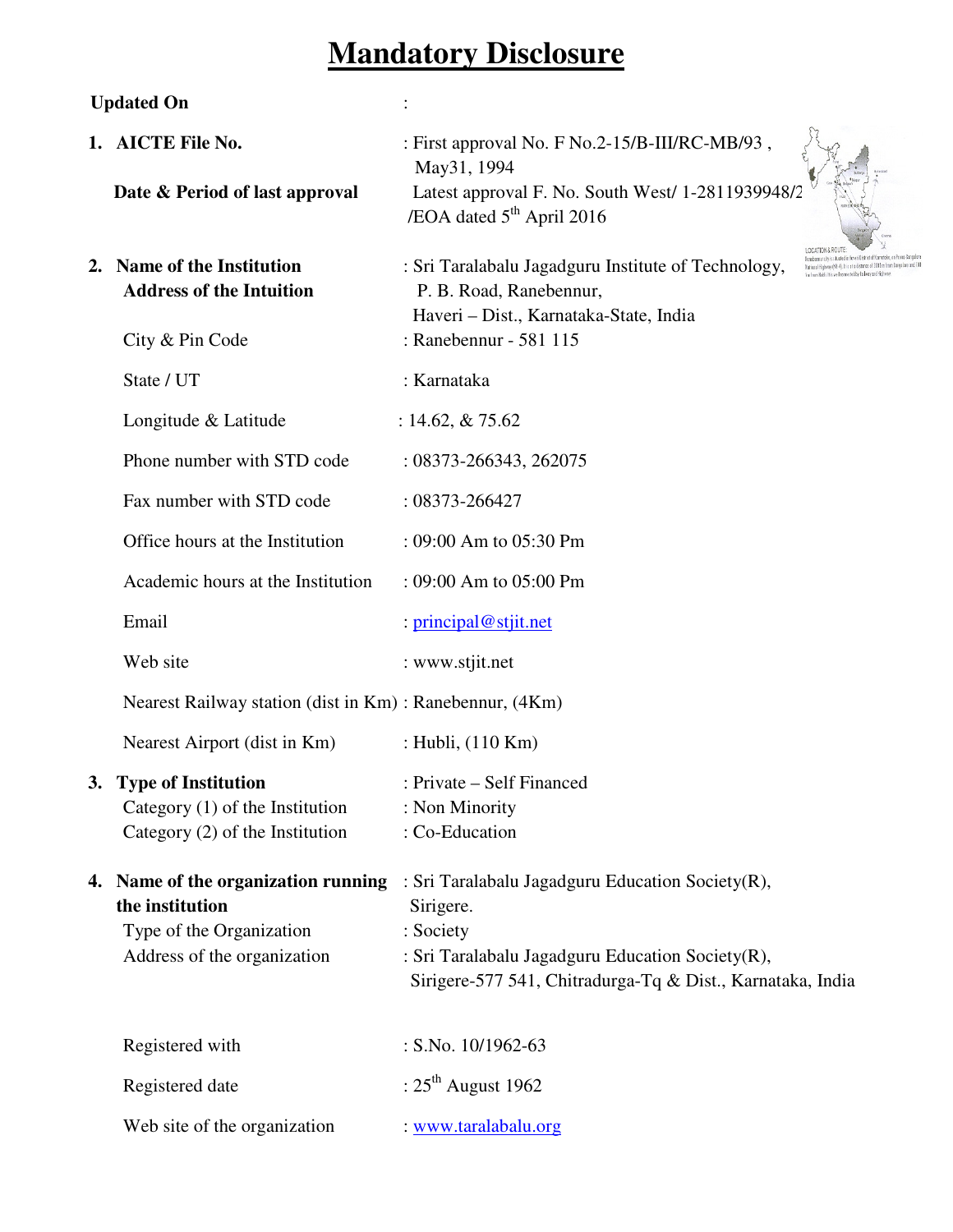# Mandatory Disclosure

**Updated On** :

1. **AICTE File No.** : First approval No. F No.2-15/B-III/RC-MB/93 , May31, 1994

   **Date & Period of last approval** Latest approval F. No. South West/ 1-2811939948/2 /EOA dated 5th April 2016

2. **Name of the Institution** : Sri Taralabalu Jagadguru Institute of Technology,
   **Address of the Intuition** P. B. Road, Ranebennur, Haveri – Dist., Karnataka-State, India

   City & Pin Code : Ranebennur - 581 115

   State / UT : Karnataka

   Longitude & Latitude : 14.62, & 75.62

   Phone number with STD code : 08373-266343, 262075

   Fax number with STD code : 08373-266427

   Office hours at the Institution : 09:00 Am to 05:30 Pm

   Academic hours at the Institution : 09:00 Am to 05:00 Pm

   Email : principal@stjit.net

   Web site : www.stjit.net

   Nearest Railway station (dist in Km) : Ranebennur, (4Km)

   Nearest Airport (dist in Km) : Hubli, (110 Km)

3. **Type of Institution** : Private – Self Financed
   Category (1) of the Institution : Non Minority
   Category (2) of the Institution : Co-Education

4. **Name of the organization running the institution** : Sri Taralabalu Jagadguru Education Society(R), Sirigere.
   Type of the Organization : Society
   Address of the organization : Sri Taralabalu Jagadguru Education Society(R), Sirigere-577 541, Chitradurga-Tq & Dist., Karnataka, India

   Registered with : S.No. 10/1962-63

   Registered date : 25th August 1962

   Web site of the organization : www.taralabalu.org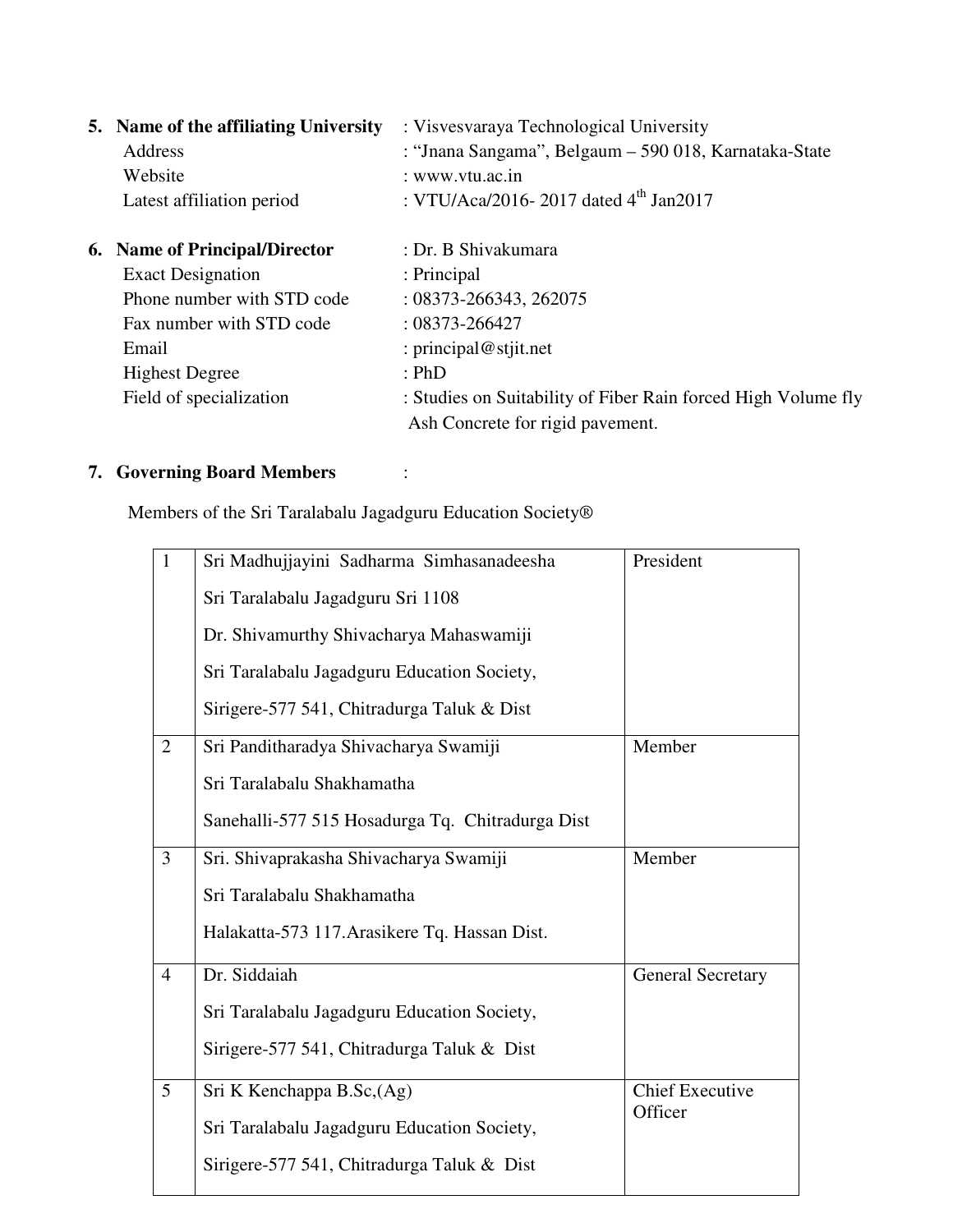5. **Name of the affiliating University** : Visvesvaraya Technological University
   Address : "Jnana Sangama", Belgaum – 590 018, Karnataka-State
   Website : www.vtu.ac.in
   Latest affiliation period : VTU/Aca/2016- 2017 dated 4th Jan2017

6. **Name of Principal/Director** : Dr. B Shivakumara
   Exact Designation : Principal
   Phone number with STD code : 08373-266343, 262075
   Fax number with STD code : 08373-266427
   Email : principal@stjit.net
   Highest Degree : PhD
   Field of specialization : Studies on Suitability of Fiber Rain forced High Volume fly Ash Concrete for rigid pavement.

7. **Governing Board Members** :

Members of the Sri Taralabalu Jagadguru Education Society®

| | | |
|---|---|---|
| 1 | Sri Madhujjayini Sadharma Simhasanadeesha<br>Sri Taralabalu Jagadguru Sri 1108<br>Dr. Shivamurthy Shivacharya Mahaswamiji<br>Sri Taralabalu Jagadguru Education Society,<br>Sirigere-577 541, Chitradurga Taluk & Dist | President |
| 2 | Sri Panditharadya Shivacharya Swamiji<br>Sri Taralabalu Shakhamatha<br>Sanehalli-577 515 Hosadurga Tq. Chitradurga Dist | Member |
| 3 | Sri. Shivaprakasha Shivacharya Swamiji<br>Sri Taralabalu Shakhamatha<br>Halakatta-573 117.Arasikere Tq. Hassan Dist. | Member |
| 4 | Dr. Siddaiah<br>Sri Taralabalu Jagadguru Education Society,<br>Sirigere-577 541, Chitradurga Taluk & Dist | General Secretary |
| 5 | Sri K Kenchappa B.Sc,(Ag)<br>Sri Taralabalu Jagadguru Education Society,<br>Sirigere-577 541, Chitradurga Taluk & Dist | Chief Executive Officer |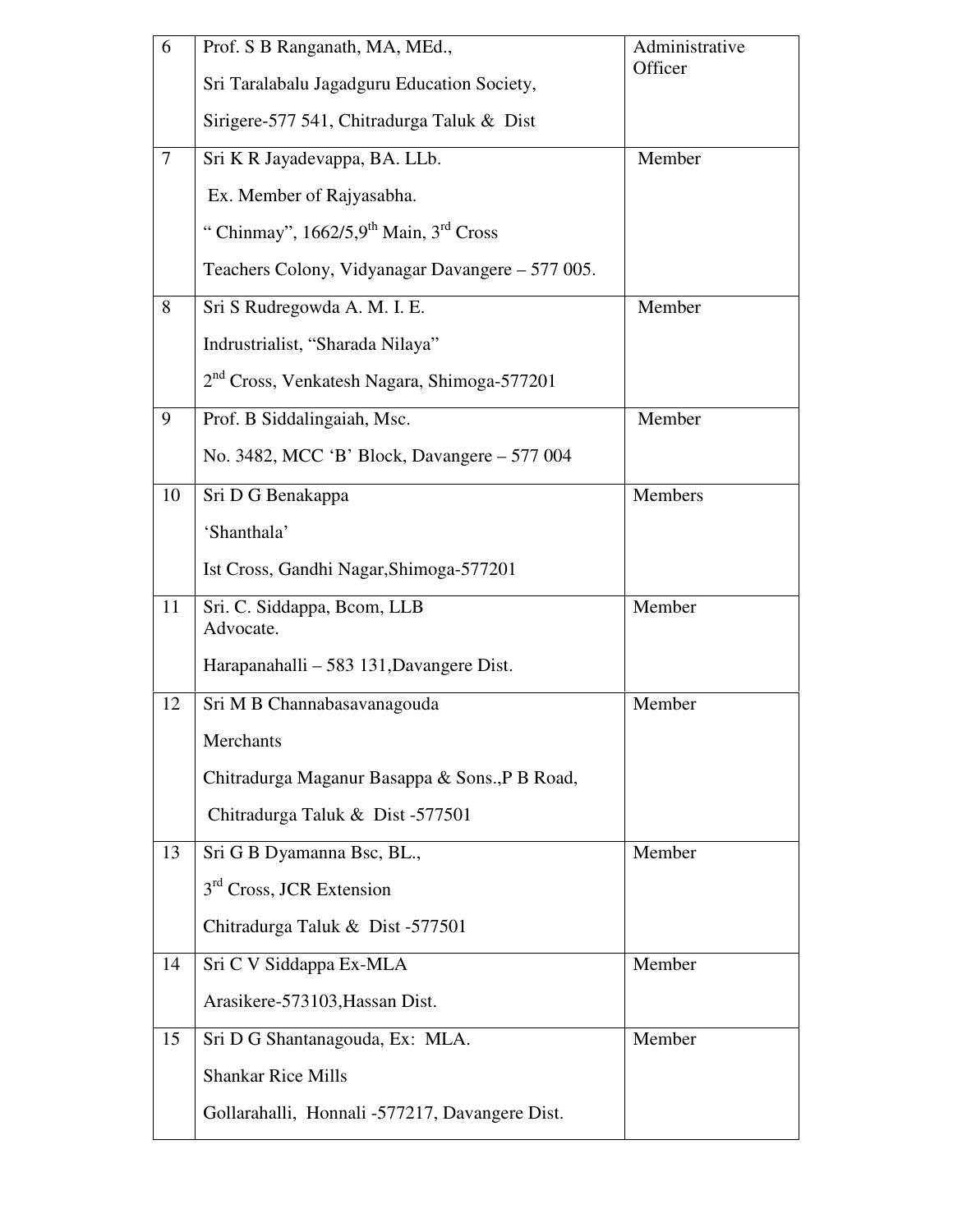| | | |
|---|---|---|
| 6 | Prof. S B Ranganath, MA, MEd.,<br>Sri Taralabalu Jagadguru Education Society,<br>Sirigere-577 541, Chitradurga Taluk & Dist | Administrative Officer |
| 7 | Sri K R Jayadevappa, BA. LLb.<br>Ex. Member of Rajyasabha.<br>" Chinmay", 1662/5,9th Main, 3rd Cross<br>Teachers Colony, Vidyanagar Davangere – 577 005. | Member |
| 8 | Sri S Rudregowda A. M. I. E.<br>Indrustrialist, "Sharada Nilaya"<br>2nd Cross, Venkatesh Nagara, Shimoga-577201 | Member |
| 9 | Prof. B Siddalingaiah, Msc.<br>No. 3482, MCC 'B' Block, Davangere – 577 004 | Member |
| 10 | Sri D G Benakappa<br>'Shanthala'<br>Ist Cross, Gandhi Nagar,Shimoga-577201 | Members |
| 11 | Sri. C. Siddappa, Bcom, LLB<br>Advocate.<br>Harapanahalli – 583 131,Davangere Dist. | Member |
| 12 | Sri M B Channabasavanagouda<br>Merchants<br>Chitradurga Maganur Basappa & Sons.,P B Road,<br>Chitradurga Taluk & Dist -577501 | Member |
| 13 | Sri G B Dyamanna Bsc, BL.,<br>3rd Cross, JCR Extension<br>Chitradurga Taluk & Dist -577501 | Member |
| 14 | Sri C V Siddappa Ex-MLA<br>Arasikere-573103,Hassan Dist. | Member |
| 15 | Sri D G Shantanagouda, Ex: MLA.<br>Shankar Rice Mills<br>Gollarahalli, Honnali -577217, Davangere Dist. | Member |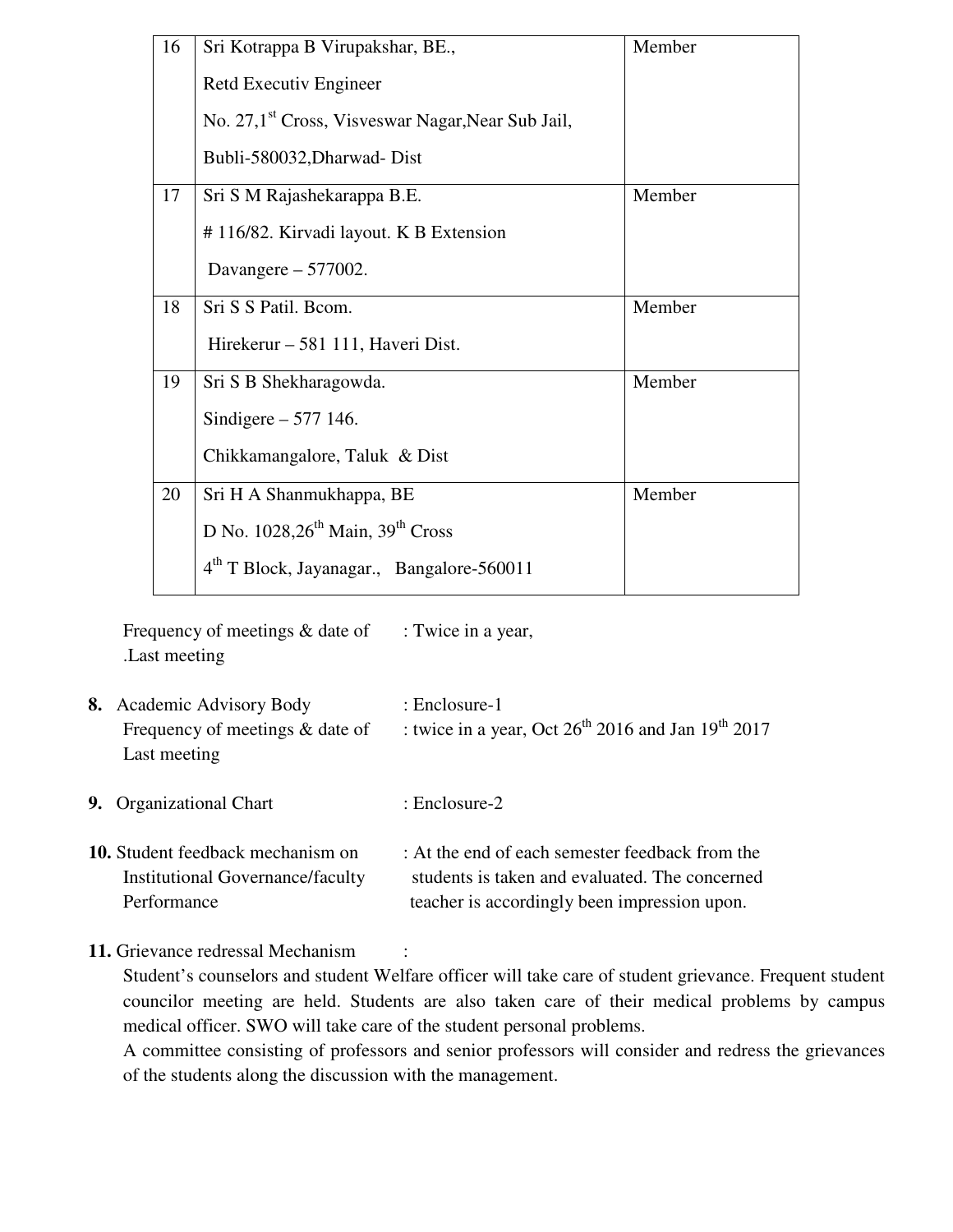| 16 | Sri Kotrappa B Virupakshar, BE.,<br>Retd Executiv Engineer<br>No. 27,1st Cross, Visveswar Nagar,Near Sub Jail,<br>Bubli-580032,Dharwad- Dist | Member |
|---|---|---|
| 17 | Sri S M Rajashekarappa B.E.<br># 116/82. Kirvadi layout. K B Extension<br>Davangere – 577002. | Member |
| 18 | Sri S S Patil. Bcom.<br>Hirekerur – 581 111, Haveri Dist. | Member |
| 19 | Sri S B Shekharagowda.<br>Sindigere – 577 146.<br>Chikkamangalore, Taluk & Dist | Member |
| 20 | Sri H A Shanmukhappa, BE<br>D No. 1028,26th Main, 39th Cross<br>4th T Block, Jayanagar., Bangalore-560011 | Member |

Frequency of meetings & date of .Last meeting : Twice in a year,

**8.** Academic Advisory Body : Enclosure-1
Frequency of meetings & date of Last meeting : twice in a year, Oct 26th 2016 and Jan 19th 2017

**9.** Organizational Chart : Enclosure-2

**10.** Student feedback mechanism on Institutional Governance/faculty Performance : At the end of each semester feedback from the students is taken and evaluated. The concerned teacher is accordingly been impression upon.

**11.** Grievance redressal Mechanism :

Student's counselors and student Welfare officer will take care of student grievance. Frequent student councilor meeting are held. Students are also taken care of their medical problems by campus medical officer. SWO will take care of the student personal problems.

A committee consisting of professors and senior professors will consider and redress the grievances of the students along the discussion with the management.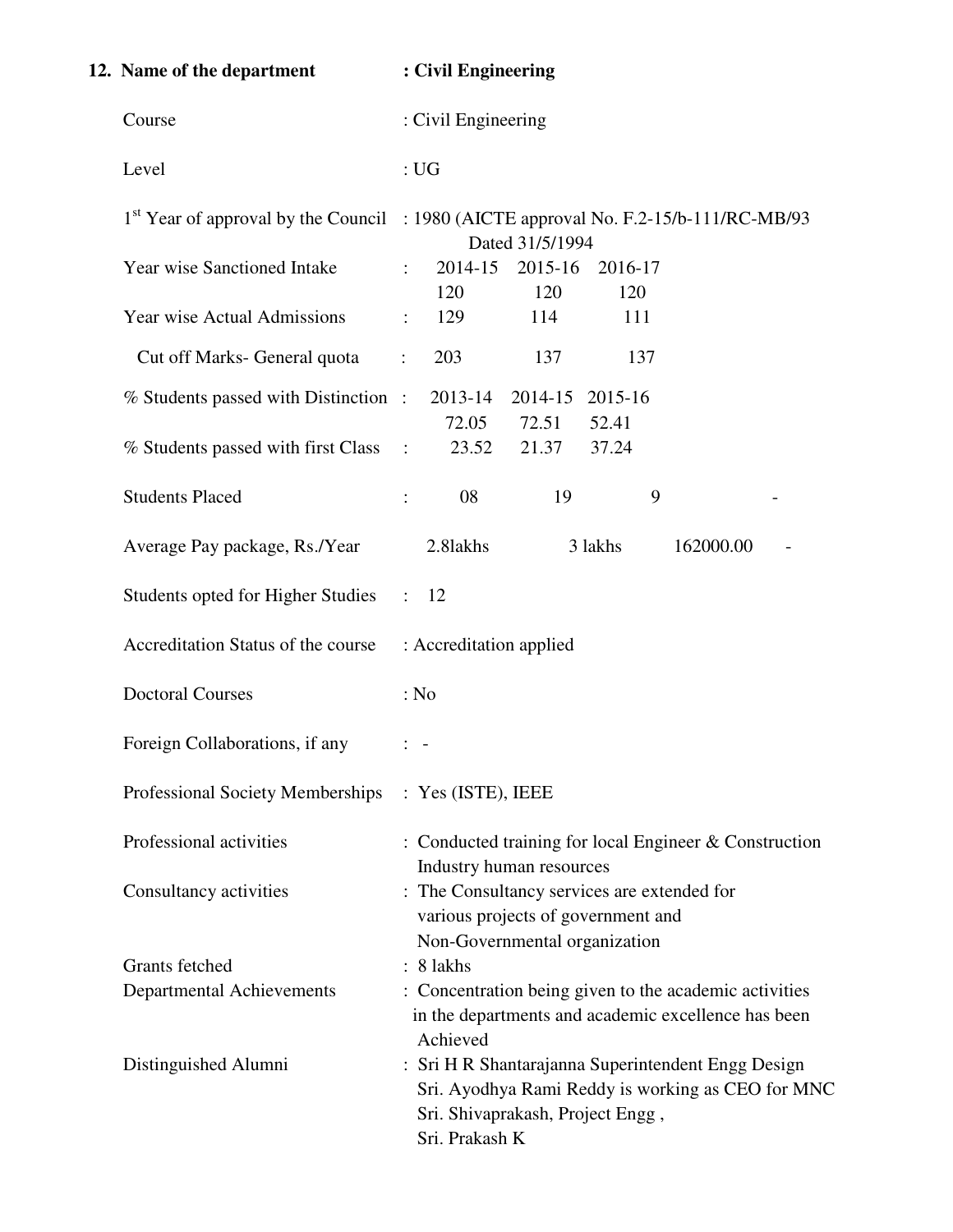**12. Name of the department : Civil Engineering**

Course : Civil Engineering

Level : UG

1st Year of approval by the Council : 1980 (AICTE approval No. F.2-15/b-111/RC-MB/93 Dated 31/5/1994

| | 2014-15 | 2015-16 | 2016-17 | |
|---|---|---|---|---|
| Year wise Sanctioned Intake : | 120 | 120 | 120 | |
| Year wise Actual Admissions : | 129 | 114 | 111 | |
| Cut off Marks- General quota : | 203 | 137 | 137 | |

| | 2013-14 | 2014-15 | 2015-16 | |
|---|---|---|---|---|
| % Students passed with Distinction : | 72.05 | 72.51 | 52.41 | |
| % Students passed with first Class : | 23.52 | 21.37 | 37.24 | |
| Students Placed : | 08 | 19 | 9 | - |
| Average Pay package, Rs./Year | 2.8lakhs | 3 lakhs | 162000.00 | - |

Students opted for Higher Studies : 12

Accreditation Status of the course : Accreditation applied

Doctoral Courses : No

Foreign Collaborations, if any : -

Professional Society Memberships : Yes (ISTE), IEEE

Professional activities : Conducted training for local Engineer & Construction Industry human resources

Consultancy activities : The Consultancy services are extended for various projects of government and Non-Governmental organization

Grants fetched : 8 lakhs

Departmental Achievements : Concentration being given to the academic activities in the departments and academic excellence has been Achieved

Distinguished Alumni : Sri H R Shantarajanna Superintendent Engg Design
Sri. Ayodhya Rami Reddy is working as CEO for MNC
Sri. Shivaprakash, Project Engg ,
Sri. Prakash K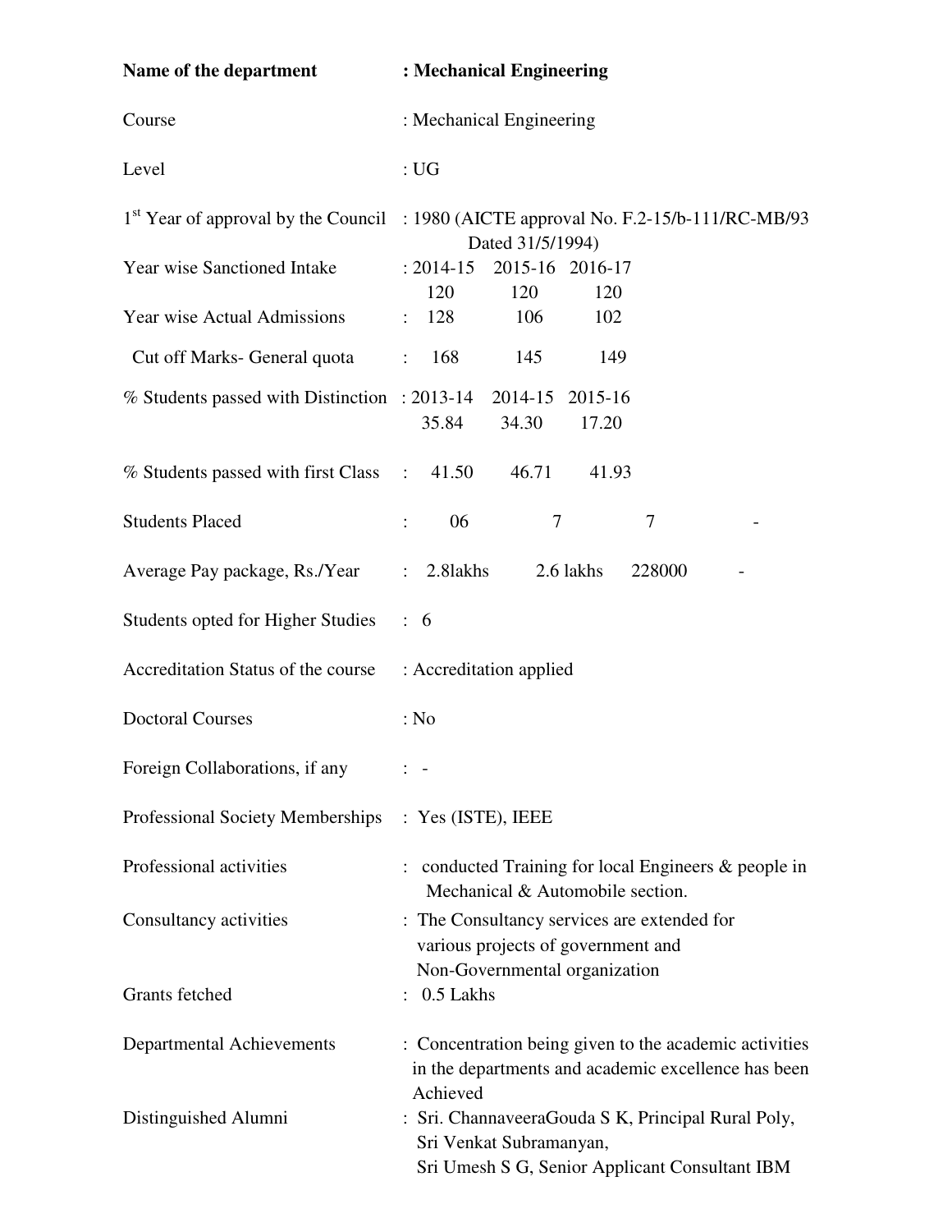**Name of the department** : **Mechanical Engineering**

Course : Mechanical Engineering

Level : UG

1st Year of approval by the Council : 1980 (AICTE approval No. F.2-15/b-111/RC-MB/93 Dated 31/5/1994)

| | | | | |
|---|---|---|---|---|
| Year wise Sanctioned Intake | 2014-15 | 2015-16 | 2016-17 | |
| | 120 | 120 | 120 | |
| Year wise Actual Admissions | 128 | 106 | 102 | |
| Cut off Marks- General quota | 168 | 145 | 149 | |
| % Students passed with Distinction | 2013-14 | 2014-15 | 2015-16 | |
| | 35.84 | 34.30 | 17.20 | |
| % Students passed with first Class | 41.50 | 46.71 | 41.93 | |
| Students Placed | 06 | 7 | 7 | - |
| Average Pay package, Rs./Year | 2.8lakhs | 2.6 lakhs | 228000 | - |

Students opted for Higher Studies : 6

Accreditation Status of the course : Accreditation applied

Doctoral Courses : No

Foreign Collaborations, if any : -

Professional Society Memberships : Yes (ISTE), IEEE

Professional activities : conducted Training for local Engineers & people in Mechanical & Automobile section.

Consultancy activities : The Consultancy services are extended for various projects of government and Non-Governmental organization

Grants fetched : 0.5 Lakhs

Departmental Achievements : Concentration being given to the academic activities in the departments and academic excellence has been Achieved

Distinguished Alumni : Sri. ChannaveeraGouda S K, Principal Rural Poly,
Sri Venkat Subramanyan,
Sri Umesh S G, Senior Applicant Consultant IBM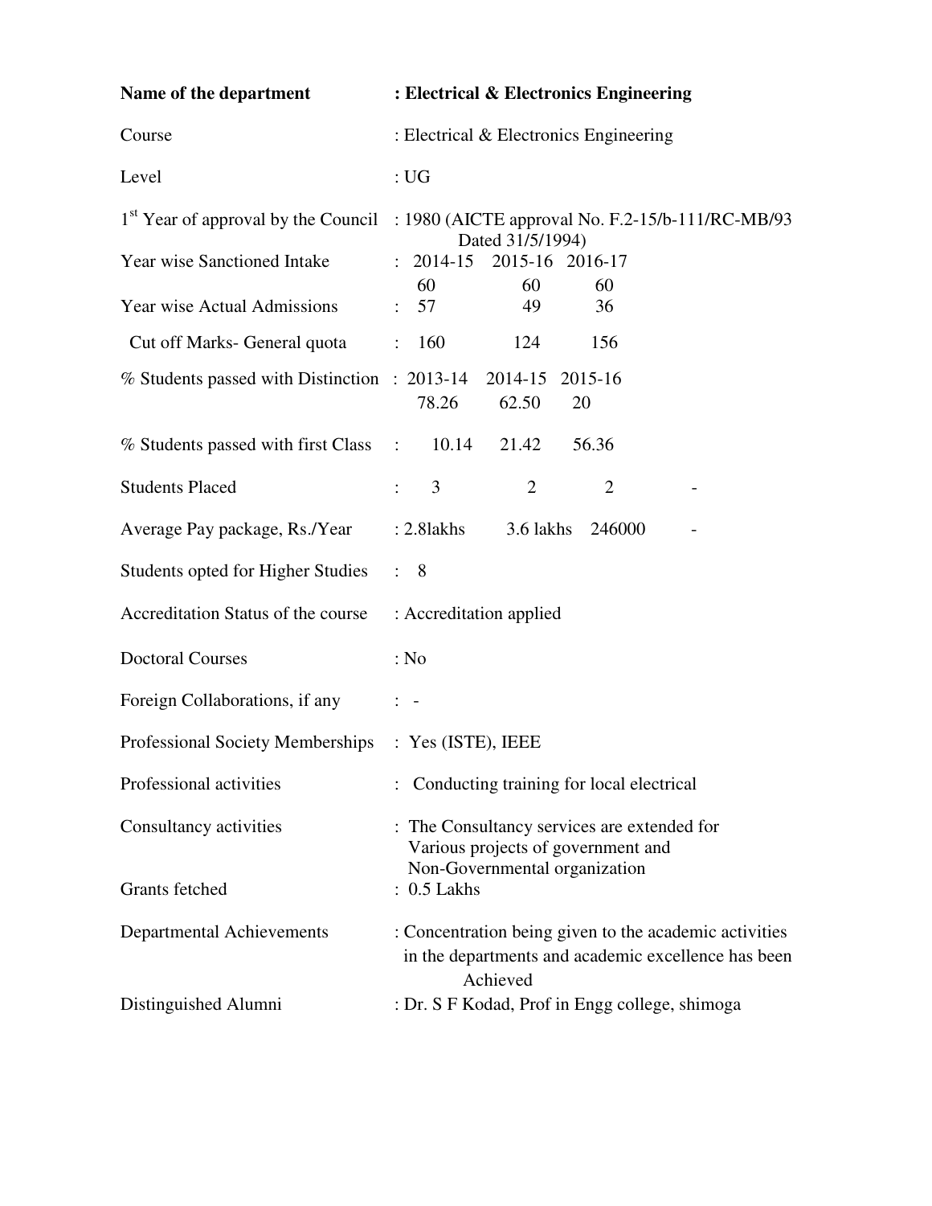| | |
|---|---|
| **Name of the department** | **: Electrical & Electronics Engineering** |
| Course | : Electrical & Electronics Engineering |
| Level | : UG |
| 1[st] Year of approval by the Council | : 1980 (AICTE approval No. F.2-15/b-111/RC-MB/93 Dated 31/5/1994) |

| | | | | |
|---|---|---|---|---|
| Year wise Sanctioned Intake | : 2014-15 | 2015-16 | 2016-17 | |
| | 60 | 60 | 60 | |
| Year wise Actual Admissions | : 57 | 49 | 36 | |
| Cut off Marks- General quota | : 160 | 124 | 156 | |
| % Students passed with Distinction | : 2013-14 | 2014-15 | 2015-16 | |
| | 78.26 | 62.50 | 20 | |
| % Students passed with first Class | : 10.14 | 21.42 | 56.36 | |
| Students Placed | : 3 | 2 | 2 | - |
| Average Pay package, Rs./Year | : 2.8lakhs | 3.6 lakhs | 246000 | - |
| Students opted for Higher Studies | : 8 | | | |

| | |
|---|---|
| Accreditation Status of the course | : Accreditation applied |
| Doctoral Courses | : No |
| Foreign Collaborations, if any | : - |
| Professional Society Memberships | : Yes (ISTE), IEEE |
| Professional activities | : Conducting training for local electrical |
| Consultancy activities | : The Consultancy services are extended for Various projects of government and Non-Governmental organization |
| Grants fetched | : 0.5 Lakhs |
| Departmental Achievements | : Concentration being given to the academic activities in the departments and academic excellence has been Achieved |
| Distinguished Alumni | : Dr. S F Kodad, Prof in Engg college, shimoga |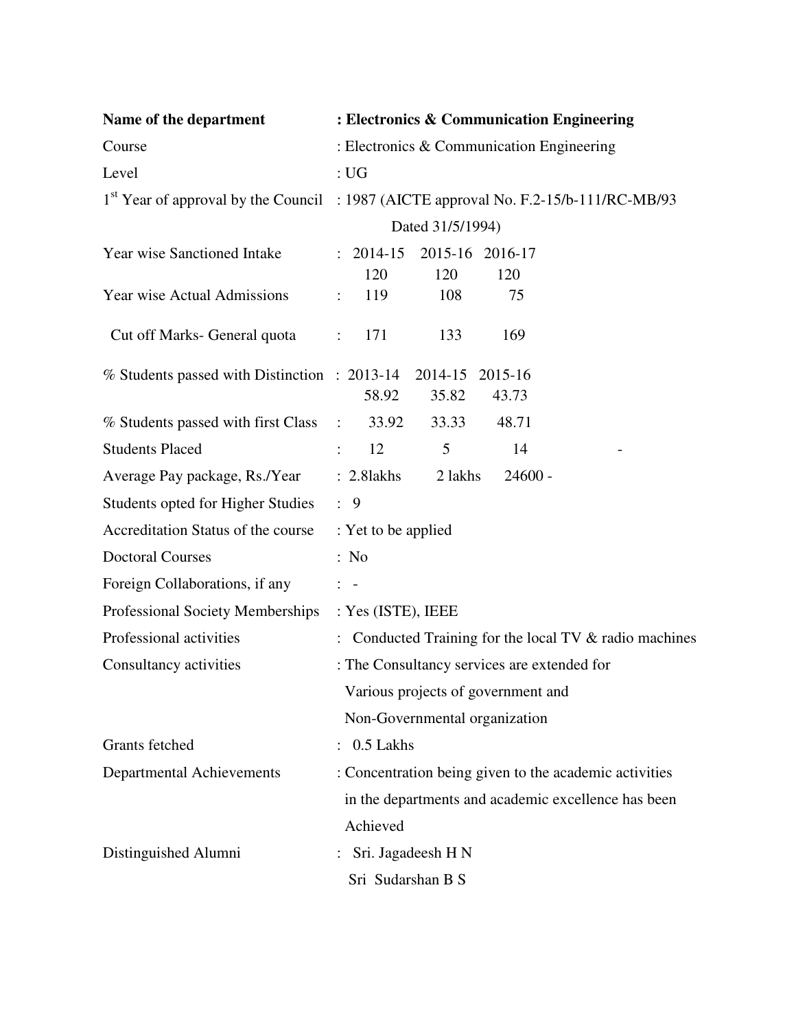| **Name of the department** | **: Electronics & Communication Engineering** | | | |
|---|---|---|---|---|
| Course | : Electronics & Communication Engineering | | | |
| Level | : UG | | | |
| 1st Year of approval by the Council | : 1987 (AICTE approval No. F.2-15/b-111/RC-MB/93 Dated 31/5/1994) | | | |
| Year wise Sanctioned Intake | : 2014-15 | 2015-16 | 2016-17 | |
| | 120 | 120 | 120 | |
| Year wise Actual Admissions | : 119 | 108 | 75 | |
| Cut off Marks- General quota | : 171 | 133 | 169 | |
| % Students passed with Distinction | : 2013-14 | 2014-15 | 2015-16 | |
| | 58.92 | 35.82 | 43.73 | |
| % Students passed with first Class | : 33.92 | 33.33 | 48.71 | |
| Students Placed | : 12 | 5 | 14 | - |
| Average Pay package, Rs./Year | : 2.8lakhs | 2 lakhs | 24600 - | |
| Students opted for Higher Studies | : 9 | | | |
| Accreditation Status of the course | : Yet to be applied | | | |
| Doctoral Courses | : No | | | |
| Foreign Collaborations, if any | : - | | | |
| Professional Society Memberships | : Yes (ISTE), IEEE | | | |
| Professional activities | : Conducted Training for the local TV & radio machines | | | |
| Consultancy activities | : The Consultancy services are extended for Various projects of government and Non-Governmental organization | | | |
| Grants fetched | : 0.5 Lakhs | | | |
| Departmental Achievements | : Concentration being given to the academic activities in the departments and academic excellence has been Achieved | | | |
| Distinguished Alumni | : Sri. Jagadeesh H N<br>Sri Sudarshan B S | | | |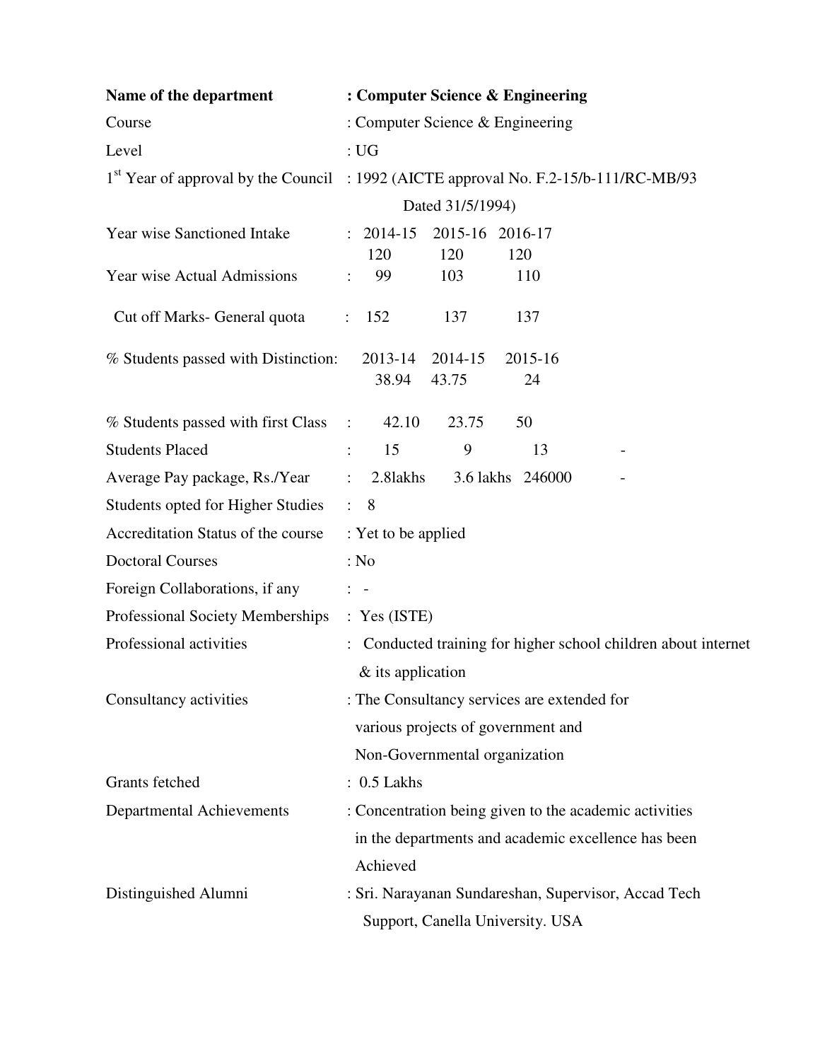**Name of the department** : **Computer Science & Engineering**

Course : Computer Science & Engineering

Level : UG

1st Year of approval by the Council : 1992 (AICTE approval No. F.2-15/b-111/RC-MB/93 Dated 31/5/1994)

| | | 2014-15 | 2015-16 | 2016-17 | |
|---|---|---|---|---|---|
| Year wise Sanctioned Intake | : | 120 | 120 | 120 | |
| Year wise Actual Admissions | : | 99 | 103 | 110 | |
| Cut off Marks- General quota | : | 152 | 137 | 137 | |
| | | **2013-14** | **2014-15** | **2015-16** | |
| % Students passed with Distinction: | | 38.94 | 43.75 | 24 | |
| % Students passed with first Class | : | 42.10 | 23.75 | 50 | |
| Students Placed | : | 15 | 9 | 13 | - |
| Average Pay package, Rs./Year | : | 2.8lakhs | 3.6 lakhs | 246000 | - |

Students opted for Higher Studies : 8

Accreditation Status of the course : Yet to be applied

Doctoral Courses : No

Foreign Collaborations, if any : -

Professional Society Memberships : Yes (ISTE)

Professional activities : Conducted training for higher school children about internet & its application

Consultancy activities : The Consultancy services are extended for various projects of government and Non-Governmental organization

Grants fetched : 0.5 Lakhs

Departmental Achievements : Concentration being given to the academic activities in the departments and academic excellence has been Achieved

Distinguished Alumni : Sri. Narayanan Sundareshan, Supervisor, Accad Tech Support, Canella University. USA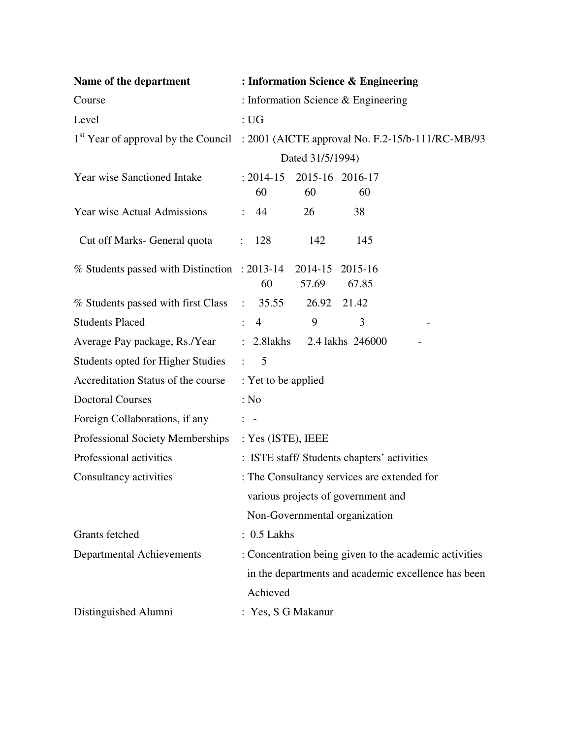| | |
|---|---|
| **Name of the department** | **: Information Science & Engineering** |
| Course | : Information Science & Engineering |
| Level | : UG |
| 1st Year of approval by the Council | : 2001 (AICTE approval No. F.2-15/b-111/RC-MB/93 Dated 31/5/1994) |
| Year wise Sanctioned Intake | : 2014-15 2015-16 2016-17<br>60 60 60 |
| Year wise Actual Admissions | : 44 26 38 |
| Cut off Marks- General quota | : 128 142 145 |
| % Students passed with Distinction | : 2013-14 2014-15 2015-16<br>60 57.69 67.85 |
| % Students passed with first Class | : 35.55 26.92 21.42 |
| Students Placed | : 4 9 3 - |
| Average Pay package, Rs./Year | : 2.8lakhs 2.4 lakhs 246000 - |
| Students opted for Higher Studies | : 5 |
| Accreditation Status of the course | : Yet to be applied |
| Doctoral Courses | : No |
| Foreign Collaborations, if any | : - |
| Professional Society Memberships | : Yes (ISTE), IEEE |
| Professional activities | : ISTE staff/ Students chapters' activities |
| Consultancy activities | : The Consultancy services are extended for various projects of government and Non-Governmental organization |
| Grants fetched | : 0.5 Lakhs |
| Departmental Achievements | : Concentration being given to the academic activities in the departments and academic excellence has been Achieved |
| Distinguished Alumni | : Yes, S G Makanur |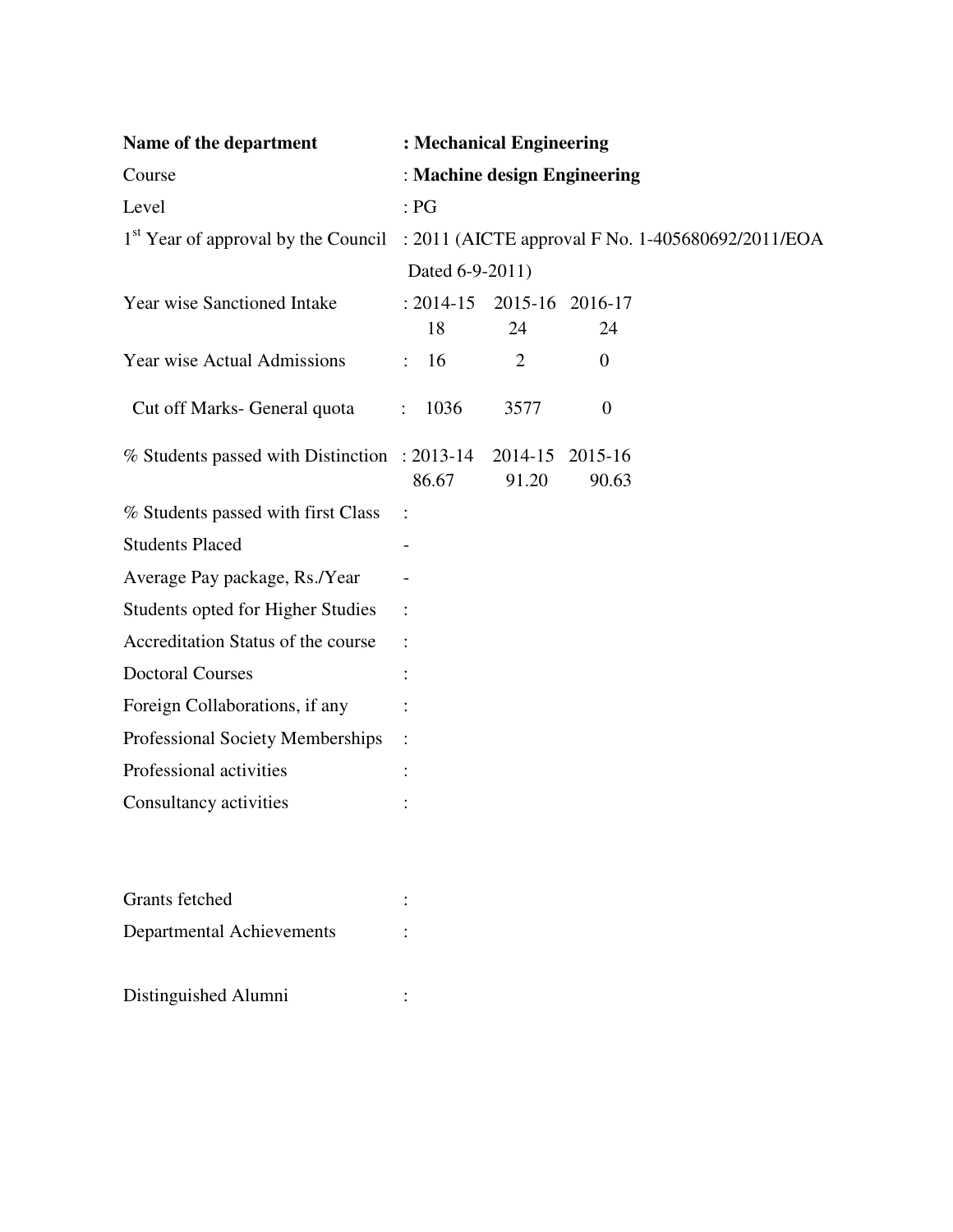**Name of the department** : **Mechanical Engineering**

Course : **Machine design Engineering**

Level : PG

1st Year of approval by the Council : 2011 (AICTE approval F No. 1-405680692/2011/EOA Dated 6-9-2011)

| | | | |
|---|---|---|---|
| Year wise Sanctioned Intake | : 2014-15 | 2015-16 | 2016-17 |
| | 18 | 24 | 24 |
| Year wise Actual Admissions | : 16 | 2 | 0 |
| Cut off Marks- General quota | : 1036 | 3577 | 0 |
| % Students passed with Distinction | : 2013-14 | 2014-15 | 2015-16 |
| | 86.67 | 91.20 | 90.63 |

% Students passed with first Class :

Students Placed -

Average Pay package, Rs./Year -

Students opted for Higher Studies :

Accreditation Status of the course :

Doctoral Courses :

Foreign Collaborations, if any :

Professional Society Memberships :

Professional activities :

Consultancy activities :

Grants fetched :

Departmental Achievements :

Distinguished Alumni :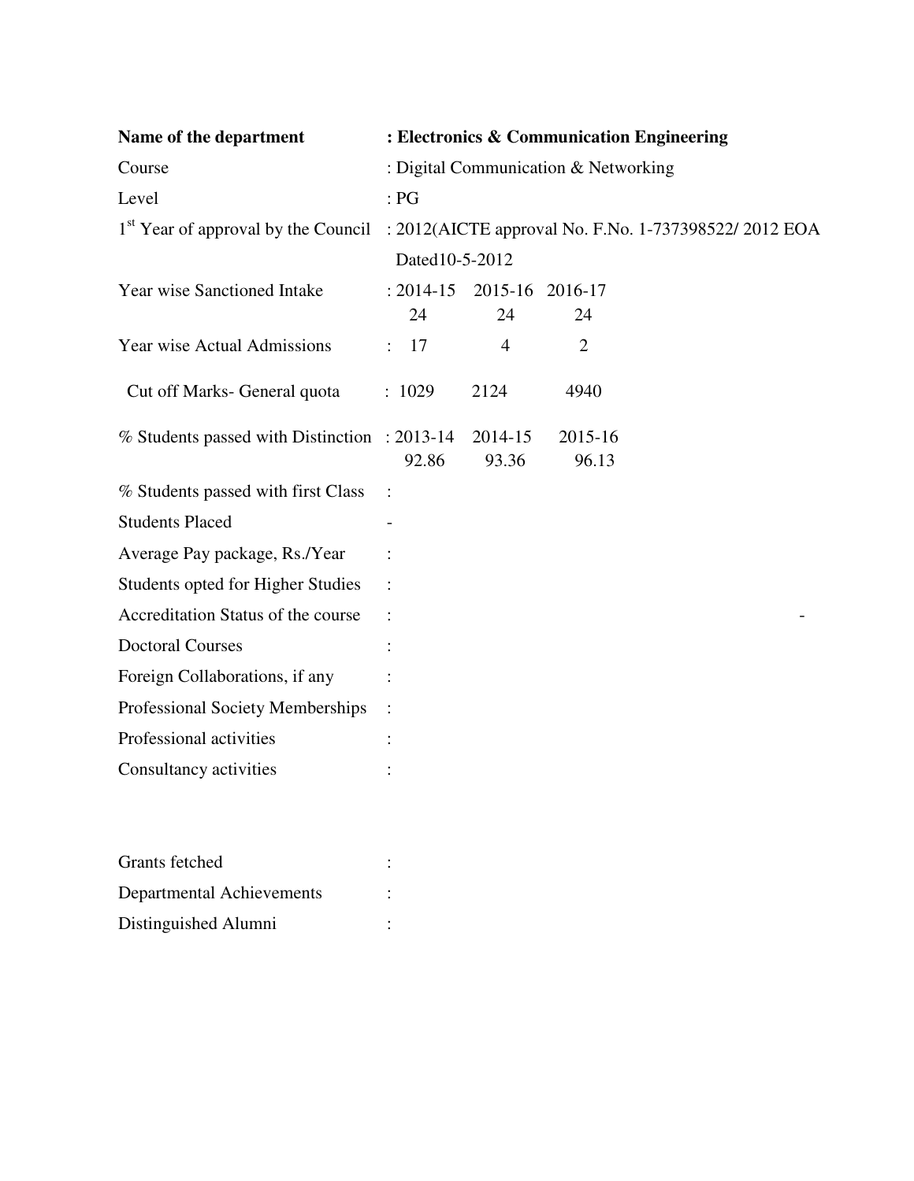| | |
|---|---|
| **Name of the department** | **: Electronics & Communication Engineering** |
| Course | : Digital Communication & Networking |
| Level | : PG |
| 1st Year of approval by the Council | : 2012(AICTE approval No. F.No. 1-737398522/ 2012 EOA Dated10-5-2012 |
| Year wise Sanctioned Intake | : 2014-15 2015-16 2016-17<br>24 24 24 |
| Year wise Actual Admissions | : 17 4 2 |
| Cut off Marks- General quota | : 1029 2124 4940 |
| % Students passed with Distinction | : 2013-14 2014-15 2015-16<br>92.86 93.36 96.13 |
| % Students passed with first Class | : |
| Students Placed | - |
| Average Pay package, Rs./Year | : |
| Students opted for Higher Studies | : |
| Accreditation Status of the course | : - |
| Doctoral Courses | : |
| Foreign Collaborations, if any | : |
| Professional Society Memberships | : |
| Professional activities | : |
| Consultancy activities | : |
| Grants fetched | : |
| Departmental Achievements | : |
| Distinguished Alumni | : |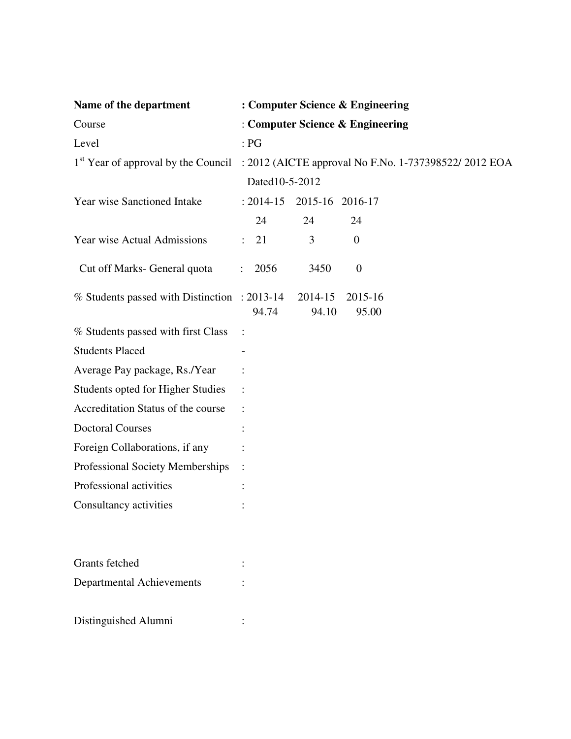**Name of the department** : **Computer Science & Engineering**

Course : **Computer Science & Engineering**

Level : PG

1st Year of approval by the Council : 2012 (AICTE approval No F.No. 1-737398522/ 2012 EOA Dated10-5-2012

| | 2014-15 | 2015-16 | 2016-17 |
|---|---|---|---|
| Year wise Sanctioned Intake | 24 | 24 | 24 |
| Year wise Actual Admissions | 21 | 3 | 0 |
| Cut off Marks- General quota | 2056 | 3450 | 0 |

| | 2013-14 | 2014-15 | 2015-16 |
|---|---|---|---|
| % Students passed with Distinction | 94.74 | 94.10 | 95.00 |

% Students passed with first Class :

Students Placed -

Average Pay package, Rs./Year :

Students opted for Higher Studies :

Accreditation Status of the course :

Doctoral Courses :

Foreign Collaborations, if any :

Professional Society Memberships :

Professional activities :

Consultancy activities :

Grants fetched :

Departmental Achievements :

Distinguished Alumni :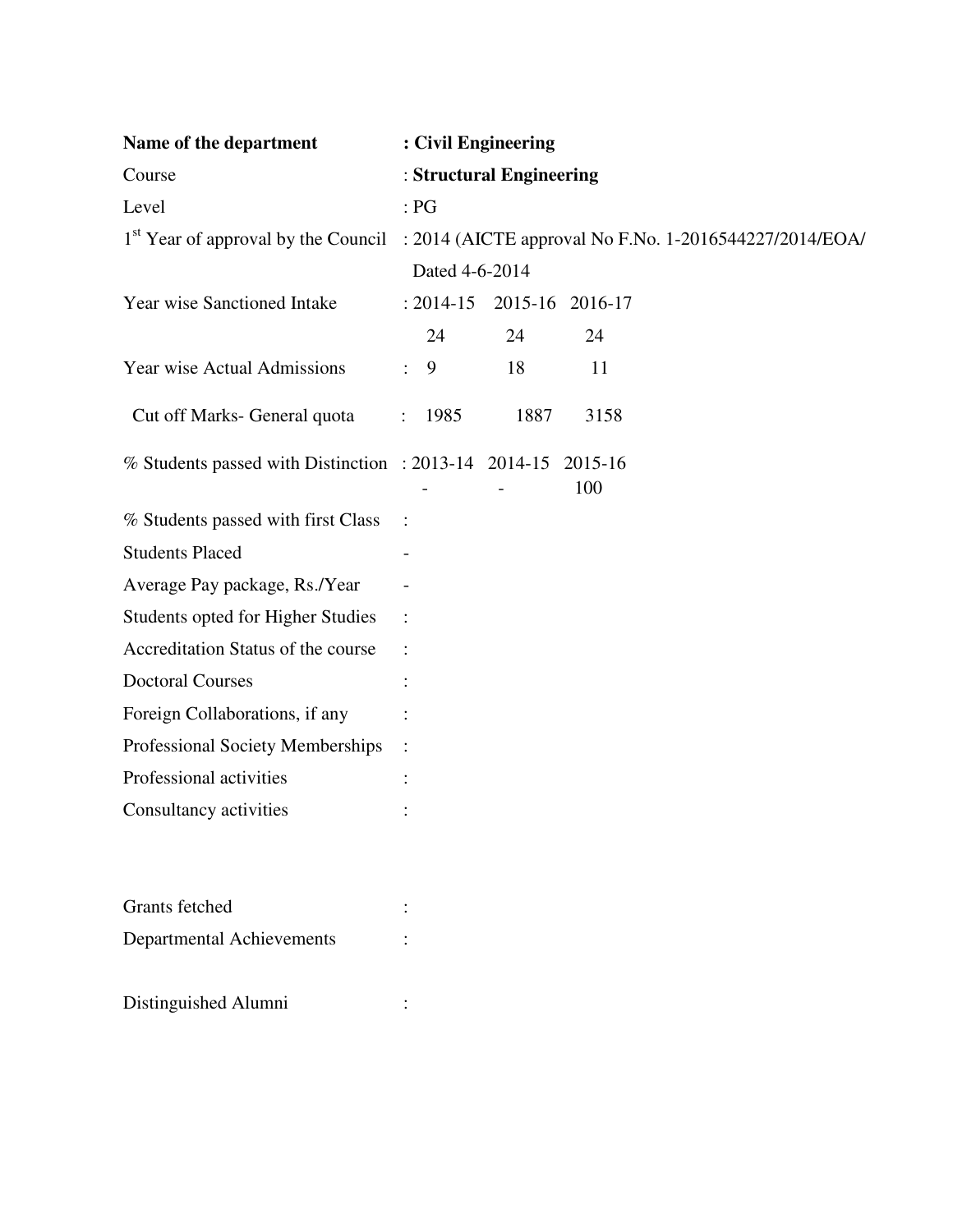| | |
|---|---|
| **Name of the department** | **: Civil Engineering** |
| Course | : **Structural Engineering** |
| Level | : PG |
| 1[st] Year of approval by the Council | : 2014 (AICTE approval No F.No. 1-2016544227/2014/EOA/ Dated 4-6-2014 |

| | | | |
|---|---|---|---|
| Year wise Sanctioned Intake | : 2014-15 | 2015-16 | 2016-17 |
| | 24 | 24 | 24 |
| Year wise Actual Admissions | : 9 | 18 | 11 |
| Cut off Marks- General quota | : 1985 | 1887 | 3158 |
| % Students passed with Distinction | : 2013-14 | 2014-15 | 2015-16 |
| | - | - | 100 |

| | |
|---|---|
| % Students passed with first Class | : |
| Students Placed | - |
| Average Pay package, Rs./Year | - |
| Students opted for Higher Studies | : |
| Accreditation Status of the course | : |
| Doctoral Courses | : |
| Foreign Collaborations, if any | : |
| Professional Society Memberships | : |
| Professional activities | : |
| Consultancy activities | : |
| Grants fetched | : |
| Departmental Achievements | : |
| Distinguished Alumni | : |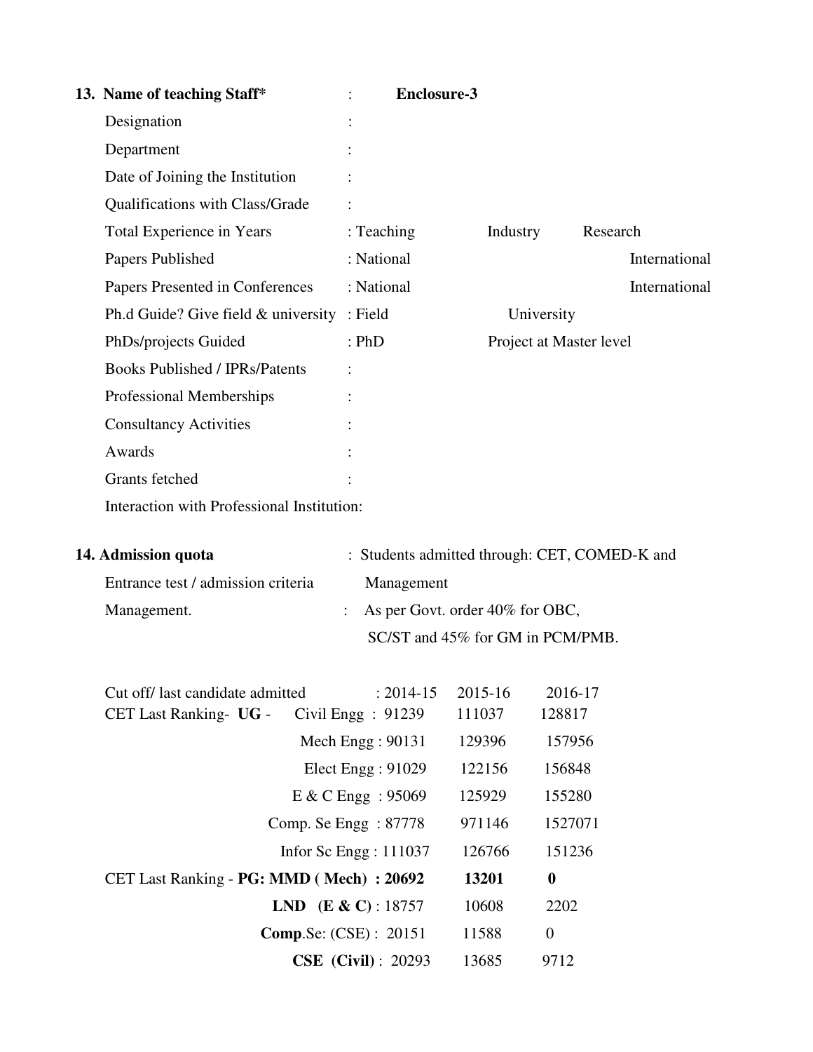**13. Name of teaching Staff*** : **Enclosure-3**

Designation :

Department :

Date of Joining the Institution :

Qualifications with Class/Grade :

Total Experience in Years : Teaching Industry Research

Papers Published : National International

Papers Presented in Conferences : National International

Ph.d Guide? Give field & university : Field University

PhDs/projects Guided : PhD Project at Master level

Books Published / IPRs/Patents :

Professional Memberships :

Consultancy Activities :

Awards :

Grants fetched :

Interaction with Professional Institution:

**14. Admission quota** : Students admitted through: CET, COMED-K and Management

Entrance test / admission criteria

Management. : As per Govt. order 40% for OBC, SC/ST and 45% for GM in PCM/PMB.

| Cut off/ last candidate admitted | | 2014-15 | 2015-16 | 2016-17 |
|---|---|---|---|---|
| CET Last Ranking- **UG** - | Civil Engg | 91239 | 111037 | 128817 |
| | Mech Engg | 90131 | 129396 | 157956 |
| | Elect Engg | 91029 | 122156 | 156848 |
| | E & C Engg | 95069 | 125929 | 155280 |
| | Comp. Se Engg | 87778 | 971146 | 1527071 |
| | Infor Sc Engg | 111037 | 126766 | 151236 |
| CET Last Ranking - **PG:** | **MMD ( Mech)** | **20692** | **13201** | **0** |
| | **LND (E & C)** | 18757 | 10608 | 2202 |
| | **Comp**.Se: (CSE) | 20151 | 11588 | 0 |
| | **CSE (Civil)** | 20293 | 13685 | 9712 |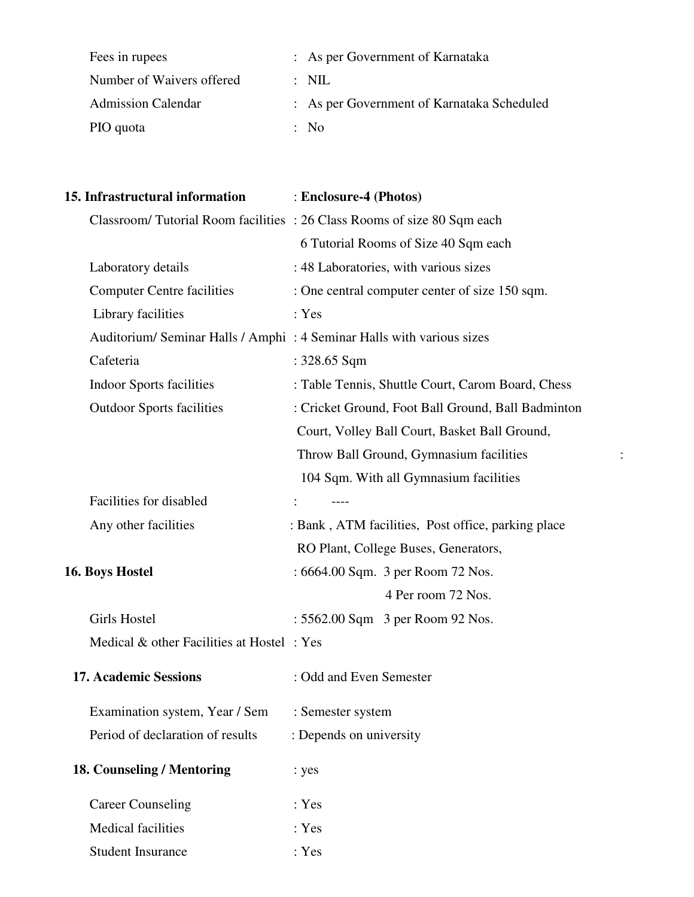Fees in rupees : As per Government of Karnataka

Number of Waivers offered : NIL

Admission Calendar : As per Government of Karnataka Scheduled

PIO quota : No

**15. Infrastructural information** : **Enclosure-4 (Photos)**

Classroom/ Tutorial Room facilities : 26 Class Rooms of size 80 Sqm each
6 Tutorial Rooms of Size 40 Sqm each

Laboratory details : 48 Laboratories, with various sizes

Computer Centre facilities : One central computer center of size 150 sqm.

Library facilities : Yes

Auditorium/ Seminar Halls / Amphi : 4 Seminar Halls with various sizes

Cafeteria : 328.65 Sqm

Indoor Sports facilities : Table Tennis, Shuttle Court, Carom Board, Chess

Outdoor Sports facilities : Cricket Ground, Foot Ball Ground, Ball Badminton Court, Volley Ball Court, Basket Ball Ground, Throw Ball Ground, Gymnasium facilities : 104 Sqm. With all Gymnasium facilities

Facilities for disabled : ----

Any other facilities : Bank , ATM facilities, Post office, parking place RO Plant, College Buses, Generators,

**16. Boys Hostel** : 6664.00 Sqm. 3 per Room 72 Nos.
4 Per room 72 Nos.

Girls Hostel : 5562.00 Sqm 3 per Room 92 Nos.

Medical & other Facilities at Hostel : Yes

**17. Academic Sessions** : Odd and Even Semester

Examination system, Year / Sem : Semester system

Period of declaration of results : Depends on university

**18. Counseling / Mentoring** : yes

Career Counseling : Yes

Medical facilities : Yes

Student Insurance : Yes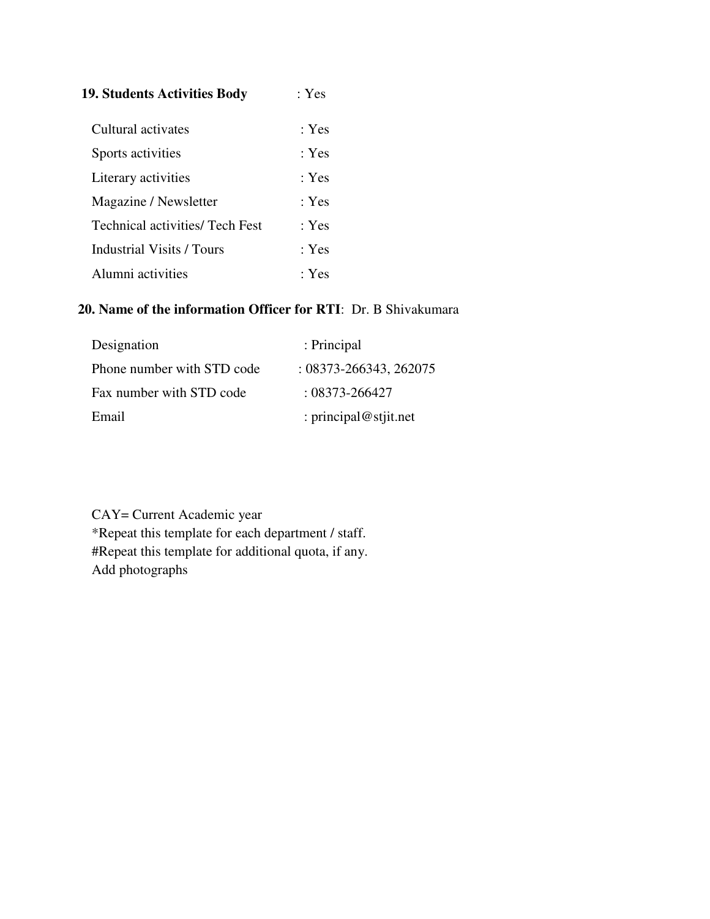**19. Students Activities Body** : Yes

Cultural activates : Yes

Sports activities : Yes

Literary activities : Yes

Magazine / Newsletter : Yes

Technical activities/ Tech Fest : Yes

Industrial Visits / Tours : Yes

Alumni activities : Yes

**20. Name of the information Officer for RTI**: Dr. B Shivakumara

Designation : Principal

Phone number with STD code : 08373-266343, 262075

Fax number with STD code : 08373-266427

Email : principal@stjit.net

CAY= Current Academic year

*Repeat this template for each department / staff.

#Repeat this template for additional quota, if any.

Add photographs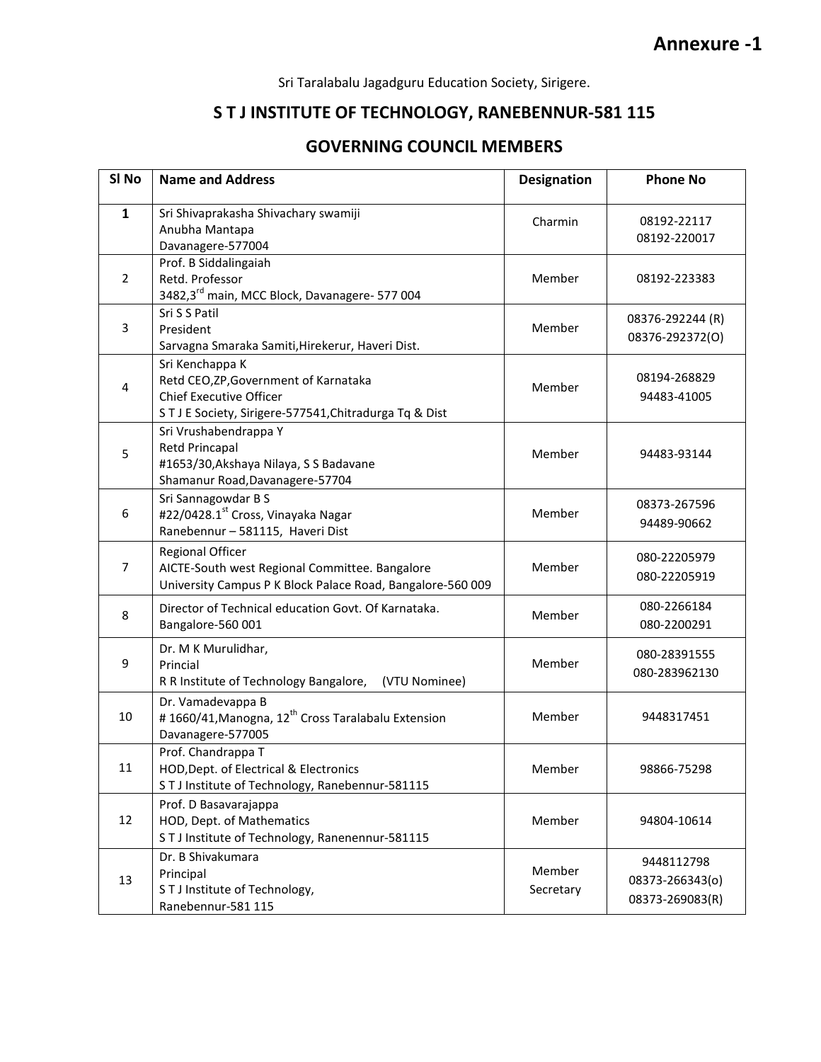**Annexure -1**

Sri Taralabalu Jagadguru Education Society, Sirigere.

## S T J INSTITUTE OF TECHNOLOGY, RANEBENNUR-581 115

## GOVERNING COUNCIL MEMBERS

| Sl No | Name and Address | Designation | Phone No |
|---|---|---|---|
| **1** | Sri Shivaprakasha Shivachary swamiji<br>Anubha Mantapa<br>Davanagere-577004 | Charmin | 08192-22117<br>08192-220017 |
| 2 | Prof. B Siddalingaiah<br>Retd. Professor<br>3482,3rd main, MCC Block, Davanagere- 577 004 | Member | 08192-223383 |
| 3 | Sri S S Patil<br>President<br>Sarvagna Smaraka Samiti,Hirekerur, Haveri Dist. | Member | 08376-292244 (R)<br>08376-292372(O) |
| 4 | Sri Kenchappa K<br>Retd CEO,ZP,Government of Karnataka<br>Chief Executive Officer<br>S T J E Society, Sirigere-577541,Chitradurga Tq & Dist | Member | 08194-268829<br>94483-41005 |
| 5 | Sri Vrushabendrappa Y<br>Retd Princapal<br>#1653/30,Akshaya Nilaya, S S Badavane<br>Shamanur Road,Davanagere-57704 | Member | 94483-93144 |
| 6 | Sri Sannagowdar B S<br>#22/0428.1st Cross, Vinayaka Nagar<br>Ranebennur – 581115, Haveri Dist | Member | 08373-267596<br>94489-90662 |
| 7 | Regional Officer<br>AICTE-South west Regional Committee. Bangalore<br>University Campus P K Block Palace Road, Bangalore-560 009 | Member | 080-22205979<br>080-22205919 |
| 8 | Director of Technical education Govt. Of Karnataka.<br>Bangalore-560 001 | Member | 080-2266184<br>080-2200291 |
| 9 | Dr. M K Murulidhar,<br>Princial<br>R R Institute of Technology Bangalore, (VTU Nominee) | Member | 080-28391555<br>080-283962130 |
| 10 | Dr. Vamadevappa B<br># 1660/41,Manogna, 12th Cross Taralabalu Extension<br>Davanagere-577005 | Member | 9448317451 |
| 11 | Prof. Chandrappa T<br>HOD,Dept. of Electrical & Electronics<br>S T J Institute of Technology, Ranebennur-581115 | Member | 98866-75298 |
| 12 | Prof. D Basavarajappa<br>HOD, Dept. of Mathematics<br>S T J Institute of Technology, Ranenennur-581115 | Member | 94804-10614 |
| 13 | Dr. B Shivakumara<br>Principal<br>S T J Institute of Technology,<br>Ranebennur-581 115 | Member Secretary | 9448112798<br>08373-266343(o)<br>08373-269083(R) |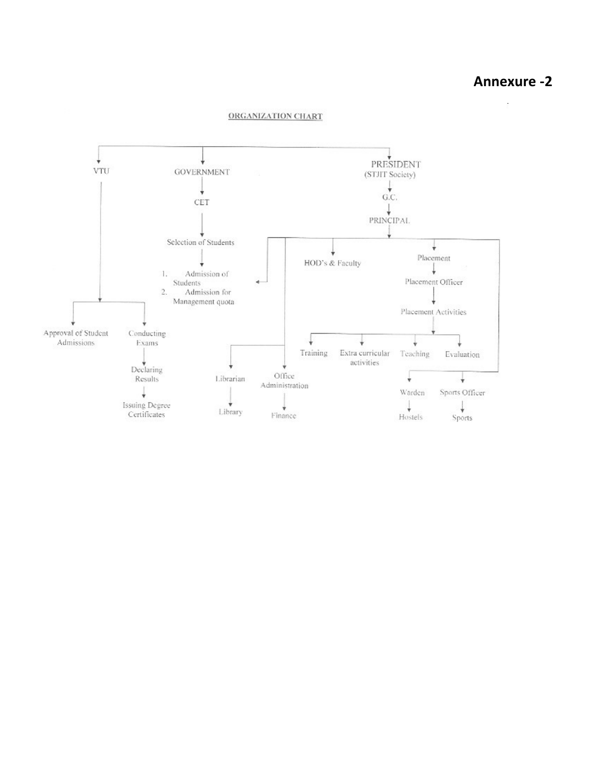**Annexure -2**

ORGANIZATION CHART

VTU

GOVERNMENT

PRESIDENT
(STJIT Society)

G.C.

PRINCIPAL

CET

Selection of Students

1. Admission of Students
2. Admission for Management quota

HOD's & Faculty

Placement

Placement Officer

Placement Activities

Approval of Student Admissions

Conducting Exams

Declaring Results

Issuing Degree Certificates

Training

Extra curricular activities

Teaching

Evaluation

Librarian

Library

Office Administration

Finance

Warden

Hostels

Sports Officer

Sports